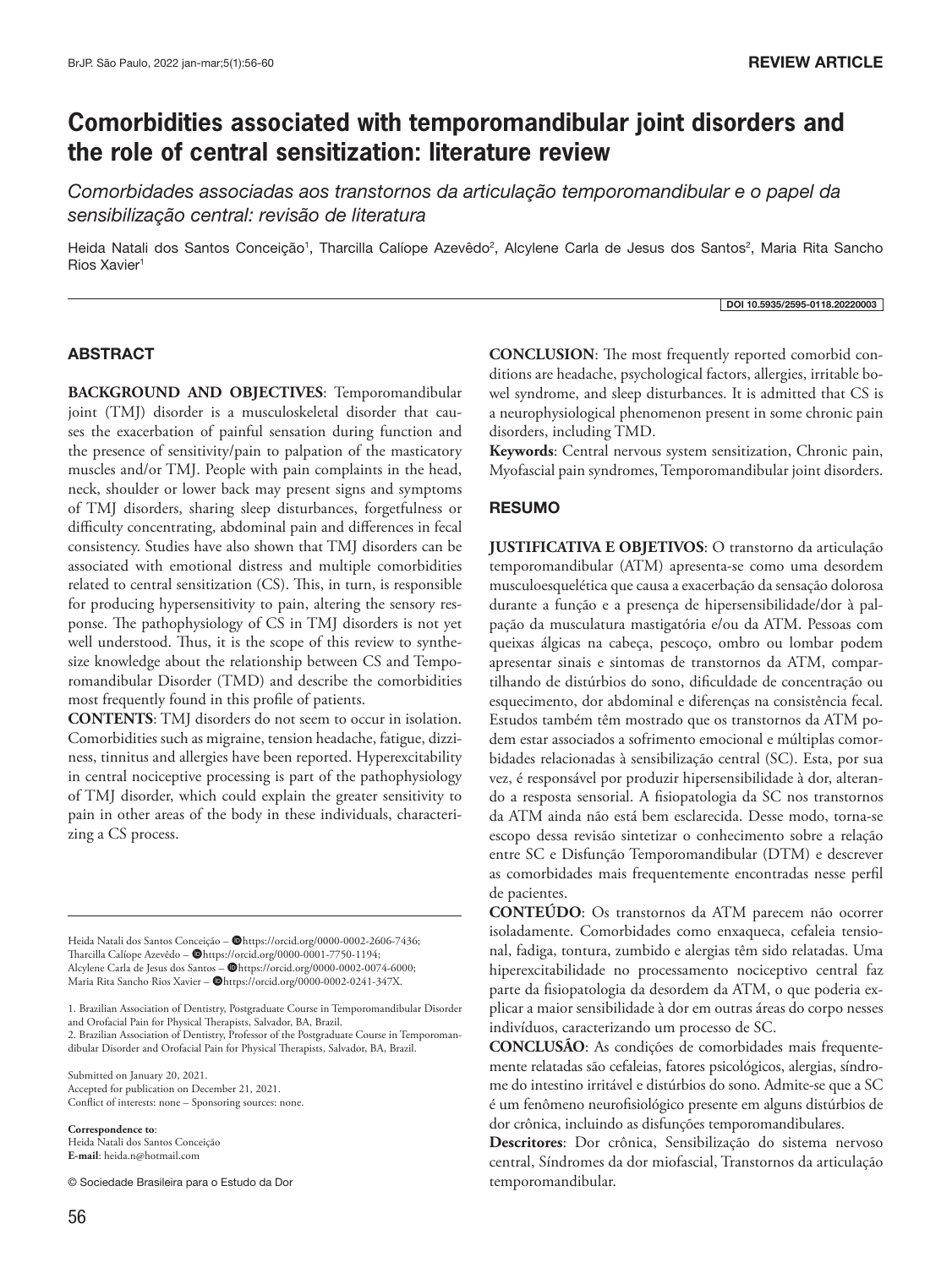REVIEW ARTICLE

# Comorbidities associated with temporomandibular joint disorders and the role of central sensitization: literature review

*Comorbidades associadas aos transtornos da articulação temporomandibular e o papel da sensibilização central: revisão de literatura*

Heida Natali dos Santos Conceição[1], Tharcilla Calíope Azevêdo[2], Alcylene Carla de Jesus dos Santos[2], Maria Rita Sancho Rios Xavier[1]

DOI 10.5935/2595-0118.20220003

## ABSTRACT

**BACKGROUND AND OBJECTIVES**: Temporomandibular joint (TMJ) disorder is a musculoskeletal disorder that causes the exacerbation of painful sensation during function and the presence of sensitivity/pain to palpation of the masticatory muscles and/or TMJ. People with pain complaints in the head, neck, shoulder or lower back may present signs and symptoms of TMJ disorders, sharing sleep disturbances, forgetfulness or difficulty concentrating, abdominal pain and differences in fecal consistency. Studies have also shown that TMJ disorders can be associated with emotional distress and multiple comorbidities related to central sensitization (CS). This, in turn, is responsible for producing hypersensitivity to pain, altering the sensory response. The pathophysiology of CS in TMJ disorders is not yet well understood. Thus, it is the scope of this review to synthesize knowledge about the relationship between CS and Temporomandibular Disorder (TMD) and describe the comorbidities most frequently found in this profile of patients.

**CONTENTS**: TMJ disorders do not seem to occur in isolation. Comorbidities such as migraine, tension headache, fatigue, dizziness, tinnitus and allergies have been reported. Hyperexcitability in central nociceptive processing is part of the pathophysiology of TMJ disorder, which could explain the greater sensitivity to pain in other areas of the body in these individuals, characterizing a CS process.

**CONCLUSION**: The most frequently reported comorbid conditions are headache, psychological factors, allergies, irritable bowel syndrome, and sleep disturbances. It is admitted that CS is a neurophysiological phenomenon present in some chronic pain disorders, including TMD.

**Keywords**: Central nervous system sensitization, Chronic pain, Myofascial pain syndromes, Temporomandibular joint disorders.

## RESUMO

**JUSTIFICATIVA E OBJETIVOS**: O transtorno da articulação temporomandibular (ATM) apresenta-se como uma desordem musculoesquelética que causa a exacerbação da sensação dolorosa durante a função e a presença de hipersensibilidade/dor à palpação da musculatura mastigatória e/ou da ATM. Pessoas com queixas álgicas na cabeça, pescoço, ombro ou lombar podem apresentar sinais e sintomas de transtornos da ATM, compartilhando de distúrbios do sono, dificuldade de concentração ou esquecimento, dor abdominal e diferenças na consistência fecal. Estudos também têm mostrado que os transtornos da ATM podem estar associados a sofrimento emocional e múltiplas comorbidades relacionadas à sensibilização central (SC). Esta, por sua vez, é responsável por produzir hipersensibilidade à dor, alterando a resposta sensorial. A fisiopatologia da SC nos transtornos da ATM ainda não está bem esclarecida. Desse modo, torna-se escopo dessa revisão sintetizar o conhecimento sobre a relação entre SC e Disfunção Temporomandibular (DTM) e descrever as comorbidades mais frequentemente encontradas nesse perfil de pacientes.

**CONTEÚDO**: Os transtornos da ATM parecem não ocorrer isoladamente. Comorbidades como enxaqueca, cefaleia tensional, fadiga, tontura, zumbido e alergias têm sido relatadas. Uma hiperexcitabilidade no processamento nociceptivo central faz parte da fisiopatologia da desordem da ATM, o que poderia explicar a maior sensibilidade à dor em outras áreas do corpo nesses indivíduos, caracterizando um processo de SC.

**CONCLUSÃO**: As condições de comorbidades mais frequentemente relatadas são cefaleias, fatores psicológicos, alergias, síndrome do intestino irritável e distúrbios do sono. Admite-se que a SC é um fenômeno neurofisiológico presente em alguns distúrbios de dor crônica, incluindo as disfunções temporomandibulares.

**Descritores**: Dor crônica, Sensibilização do sistema nervoso central, Síndromes da dor miofascial, Transtornos da articulação temporomandibular.

---

Heida Natali dos Santos Conceição – https://orcid.org/0000-0002-2606-7436;
Tharcilla Calíope Azevêdo – https://orcid.org/0000-0001-7750-1194;
Alcylene Carla de Jesus dos Santos – https://orcid.org/0000-0002-0074-6000;
Maria Rita Sancho Rios Xavier – https://orcid.org/0000-0002-0241-347X.

1. Brazilian Association of Dentistry, Postgraduate Course in Temporomandibular Disorder and Orofacial Pain for Physical Therapists, Salvador, BA, Brazil.
2. Brazilian Association of Dentistry, Professor of the Postgraduate Course in Temporomandibular Disorder and Orofacial Pain for Physical Therapists, Salvador, BA, Brazil.

Submitted on January 20, 2021.
Accepted for publication on December 21, 2021.
Conflict of interests: none – Sponsoring sources: none.

**Correspondence to**:
Heida Natali dos Santos Conceição
**E-mail**: heida.n@hotmail.com

© Sociedade Brasileira para o Estudo da Dor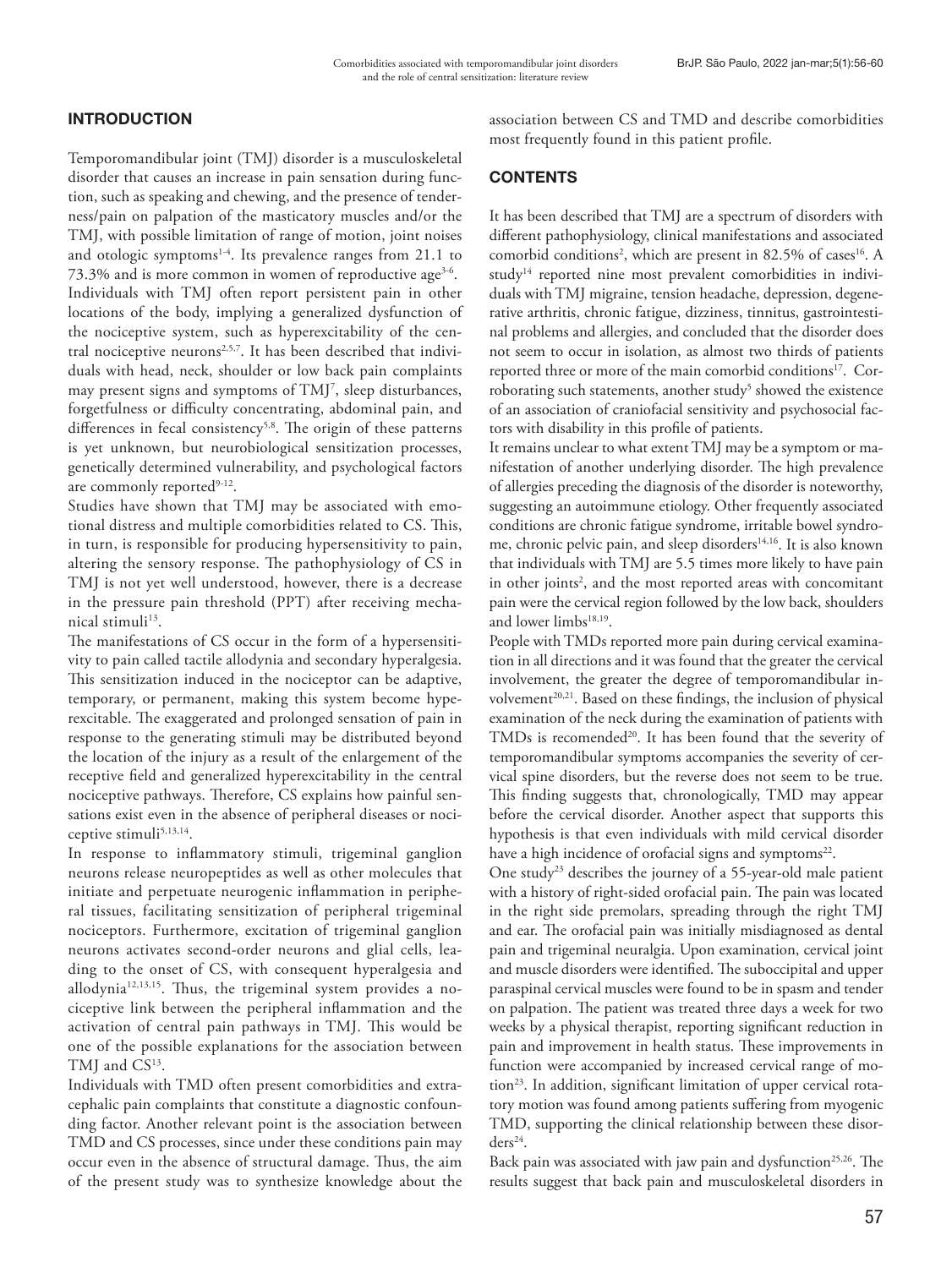## INTRODUCTION

Temporomandibular joint (TMJ) disorder is a musculoskeletal disorder that causes an increase in pain sensation during function, such as speaking and chewing, and the presence of tenderness/pain on palpation of the masticatory muscles and/or the TMJ, with possible limitation of range of motion, joint noises and otologic symptoms[1-4]. Its prevalence ranges from 21.1 to 73.3% and is more common in women of reproductive age[3-6].

Individuals with TMJ often report persistent pain in other locations of the body, implying a generalized dysfunction of the nociceptive system, such as hyperexcitability of the central nociceptive neurons[2,5,7]. It has been described that individuals with head, neck, shoulder or low back pain complaints may present signs and symptoms of TMJ[7], sleep disturbances, forgetfulness or difficulty concentrating, abdominal pain, and differences in fecal consistency[5,8]. The origin of these patterns is yet unknown, but neurobiological sensitization processes, genetically determined vulnerability, and psychological factors are commonly reported[9-12].

Studies have shown that TMJ may be associated with emotional distress and multiple comorbidities related to CS. This, in turn, is responsible for producing hypersensitivity to pain, altering the sensory response. The pathophysiology of CS in TMJ is not yet well understood, however, there is a decrease in the pressure pain threshold (PPT) after receiving mechanical stimuli[13].

The manifestations of CS occur in the form of a hypersensitivity to pain called tactile allodynia and secondary hyperalgesia. This sensitization induced in the nociceptor can be adaptive, temporary, or permanent, making this system become hyperexcitable. The exaggerated and prolonged sensation of pain in response to the generating stimuli may be distributed beyond the location of the injury as a result of the enlargement of the receptive field and generalized hyperexcitability in the central nociceptive pathways. Therefore, CS explains how painful sensations exist even in the absence of peripheral diseases or nociceptive stimuli[5,13,14].

In response to inflammatory stimuli, trigeminal ganglion neurons release neuropeptides as well as other molecules that initiate and perpetuate neurogenic inflammation in peripheral tissues, facilitating sensitization of peripheral trigeminal nociceptors. Furthermore, excitation of trigeminal ganglion neurons activates second-order neurons and glial cells, leading to the onset of CS, with consequent hyperalgesia and allodynia[12,13,15]. Thus, the trigeminal system provides a nociceptive link between the peripheral inflammation and the activation of central pain pathways in TMJ. This would be one of the possible explanations for the association between TMJ and CS[13].

Individuals with TMD often present comorbidities and extracephalic pain complaints that constitute a diagnostic confounding factor. Another relevant point is the association between TMD and CS processes, since under these conditions pain may occur even in the absence of structural damage. Thus, the aim of the present study was to synthesize knowledge about the association between CS and TMD and describe comorbidities most frequently found in this patient profile.

## CONTENTS

It has been described that TMJ are a spectrum of disorders with different pathophysiology, clinical manifestations and associated comorbid conditions[2], which are present in 82.5% of cases[16]. A study[14] reported nine most prevalent comorbidities in individuals with TMJ migraine, tension headache, depression, degenerative arthritis, chronic fatigue, dizziness, tinnitus, gastrointestinal problems and allergies, and concluded that the disorder does not seem to occur in isolation, as almost two thirds of patients reported three or more of the main comorbid conditions[17]. Corroborating such statements, another study[5] showed the existence of an association of craniofacial sensitivity and psychosocial factors with disability in this profile of patients.

It remains unclear to what extent TMJ may be a symptom or manifestation of another underlying disorder. The high prevalence of allergies preceding the diagnosis of the disorder is noteworthy, suggesting an autoimmune etiology. Other frequently associated conditions are chronic fatigue syndrome, irritable bowel syndrome, chronic pelvic pain, and sleep disorders[14,16]. It is also known that individuals with TMJ are 5.5 times more likely to have pain in other joints[2], and the most reported areas with concomitant pain were the cervical region followed by the low back, shoulders and lower limbs[18,19].

People with TMDs reported more pain during cervical examination in all directions and it was found that the greater the cervical involvement, the greater the degree of temporomandibular involvement[20,21]. Based on these findings, the inclusion of physical examination of the neck during the examination of patients with TMDs is recomended[20]. It has been found that the severity of temporomandibular symptoms accompanies the severity of cervical spine disorders, but the reverse does not seem to be true. This finding suggests that, chronologically, TMD may appear before the cervical disorder. Another aspect that supports this hypothesis is that even individuals with mild cervical disorder have a high incidence of orofacial signs and symptoms[22].

One study[23] describes the journey of a 55-year-old male patient with a history of right-sided orofacial pain. The pain was located in the right side premolars, spreading through the right TMJ and ear. The orofacial pain was initially misdiagnosed as dental pain and trigeminal neuralgia. Upon examination, cervical joint and muscle disorders were identified. The suboccipital and upper paraspinal cervical muscles were found to be in spasm and tender on palpation. The patient was treated three days a week for two weeks by a physical therapist, reporting significant reduction in pain and improvement in health status. These improvements in function were accompanied by increased cervical range of motion[23]. In addition, significant limitation of upper cervical rotatory motion was found among patients suffering from myogenic TMD, supporting the clinical relationship between these disorders[24].

Back pain was associated with jaw pain and dysfunction[25,26]. The results suggest that back pain and musculoskeletal disorders in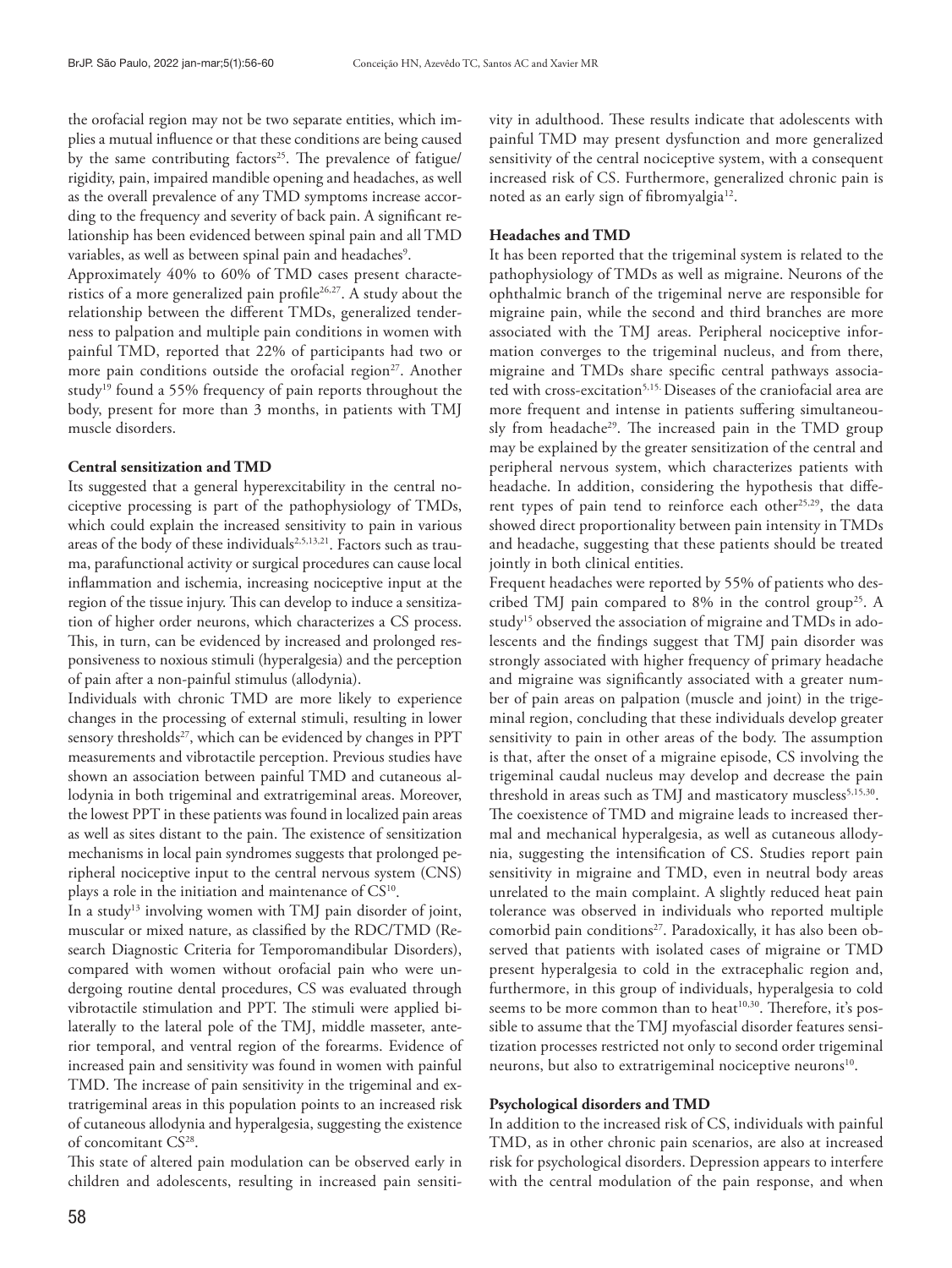the orofacial region may not be two separate entities, which implies a mutual influence or that these conditions are being caused by the same contributing factors[25]. The prevalence of fatigue/rigidity, pain, impaired mandible opening and headaches, as well as the overall prevalence of any TMD symptoms increase according to the frequency and severity of back pain. A significant relationship has been evidenced between spinal pain and all TMD variables, as well as between spinal pain and headaches[9].

Approximately 40% to 60% of TMD cases present characteristics of a more generalized pain profile[26,27]. A study about the relationship between the different TMDs, generalized tenderness to palpation and multiple pain conditions in women with painful TMD, reported that 22% of participants had two or more pain conditions outside the orofacial region[27]. Another study[19] found a 55% frequency of pain reports throughout the body, present for more than 3 months, in patients with TMJ muscle disorders.

**Central sensitization and TMD**

Its suggested that a general hyperexcitability in the central nociceptive processing is part of the pathophysiology of TMDs, which could explain the increased sensitivity to pain in various areas of the body of these individuals[2,5,13,21]. Factors such as trauma, parafunctional activity or surgical procedures can cause local inflammation and ischemia, increasing nociceptive input at the region of the tissue injury. This can develop to induce a sensitization of higher order neurons, which characterizes a CS process. This, in turn, can be evidenced by increased and prolonged responsiveness to noxious stimuli (hyperalgesia) and the perception of pain after a non-painful stimulus (allodynia).

Individuals with chronic TMD are more likely to experience changes in the processing of external stimuli, resulting in lower sensory thresholds[27], which can be evidenced by changes in PPT measurements and vibrotactile perception. Previous studies have shown an association between painful TMD and cutaneous allodynia in both trigeminal and extratrigeminal areas. Moreover, the lowest PPT in these patients was found in localized pain areas as well as sites distant to the pain. The existence of sensitization mechanisms in local pain syndromes suggests that prolonged peripheral nociceptive input to the central nervous system (CNS) plays a role in the initiation and maintenance of CS[10].

In a study[13] involving women with TMJ pain disorder of joint, muscular or mixed nature, as classified by the RDC/TMD (Research Diagnostic Criteria for Temporomandibular Disorders), compared with women without orofacial pain who were undergoing routine dental procedures, CS was evaluated through vibrotactile stimulation and PPT. The stimuli were applied bilaterally to the lateral pole of the TMJ, middle masseter, anterior temporal, and ventral region of the forearms. Evidence of increased pain and sensitivity was found in women with painful TMD. The increase of pain sensitivity in the trigeminal and extratrigeminal areas in this population points to an increased risk of cutaneous allodynia and hyperalgesia, suggesting the existence of concomitant CS[28].

This state of altered pain modulation can be observed early in children and adolescents, resulting in increased pain sensitivity in adulthood. These results indicate that adolescents with painful TMD may present dysfunction and more generalized sensitivity of the central nociceptive system, with a consequent increased risk of CS. Furthermore, generalized chronic pain is noted as an early sign of fibromyalgia[12].

**Headaches and TMD**

It has been reported that the trigeminal system is related to the pathophysiology of TMDs as well as migraine. Neurons of the ophthalmic branch of the trigeminal nerve are responsible for migraine pain, while the second and third branches are more associated with the TMJ areas. Peripheral nociceptive information converges to the trigeminal nucleus, and from there, migraine and TMDs share specific central pathways associated with cross-excitation[5,15.] Diseases of the craniofacial area are more frequent and intense in patients suffering simultaneously from headache[29]. The increased pain in the TMD group may be explained by the greater sensitization of the central and peripheral nervous system, which characterizes patients with headache. In addition, considering the hypothesis that different types of pain tend to reinforce each other[25,29], the data showed direct proportionality between pain intensity in TMDs and headache, suggesting that these patients should be treated jointly in both clinical entities.

Frequent headaches were reported by 55% of patients who described TMJ pain compared to 8% in the control group[25]. A study[15] observed the association of migraine and TMDs in adolescents and the findings suggest that TMJ pain disorder was strongly associated with higher frequency of primary headache and migraine was significantly associated with a greater number of pain areas on palpation (muscle and joint) in the trigeminal region, concluding that these individuals develop greater sensitivity to pain in other areas of the body. The assumption is that, after the onset of a migraine episode, CS involving the trigeminal caudal nucleus may develop and decrease the pain threshold in areas such as TMJ and masticatory muscless[5,15,30].

The coexistence of TMD and migraine leads to increased thermal and mechanical hyperalgesia, as well as cutaneous allodynia, suggesting the intensification of CS. Studies report pain sensitivity in migraine and TMD, even in neutral body areas unrelated to the main complaint. A slightly reduced heat pain tolerance was observed in individuals who reported multiple comorbid pain conditions[27]. Paradoxically, it has also been observed that patients with isolated cases of migraine or TMD present hyperalgesia to cold in the extracephalic region and, furthermore, in this group of individuals, hyperalgesia to cold seems to be more common than to heat[10,30]. Therefore, it's possible to assume that the TMJ myofascial disorder features sensitization processes restricted not only to second order trigeminal neurons, but also to extratrigeminal nociceptive neurons[10].

**Psychological disorders and TMD**

In addition to the increased risk of CS, individuals with painful TMD, as in other chronic pain scenarios, are also at increased risk for psychological disorders. Depression appears to interfere with the central modulation of the pain response, and when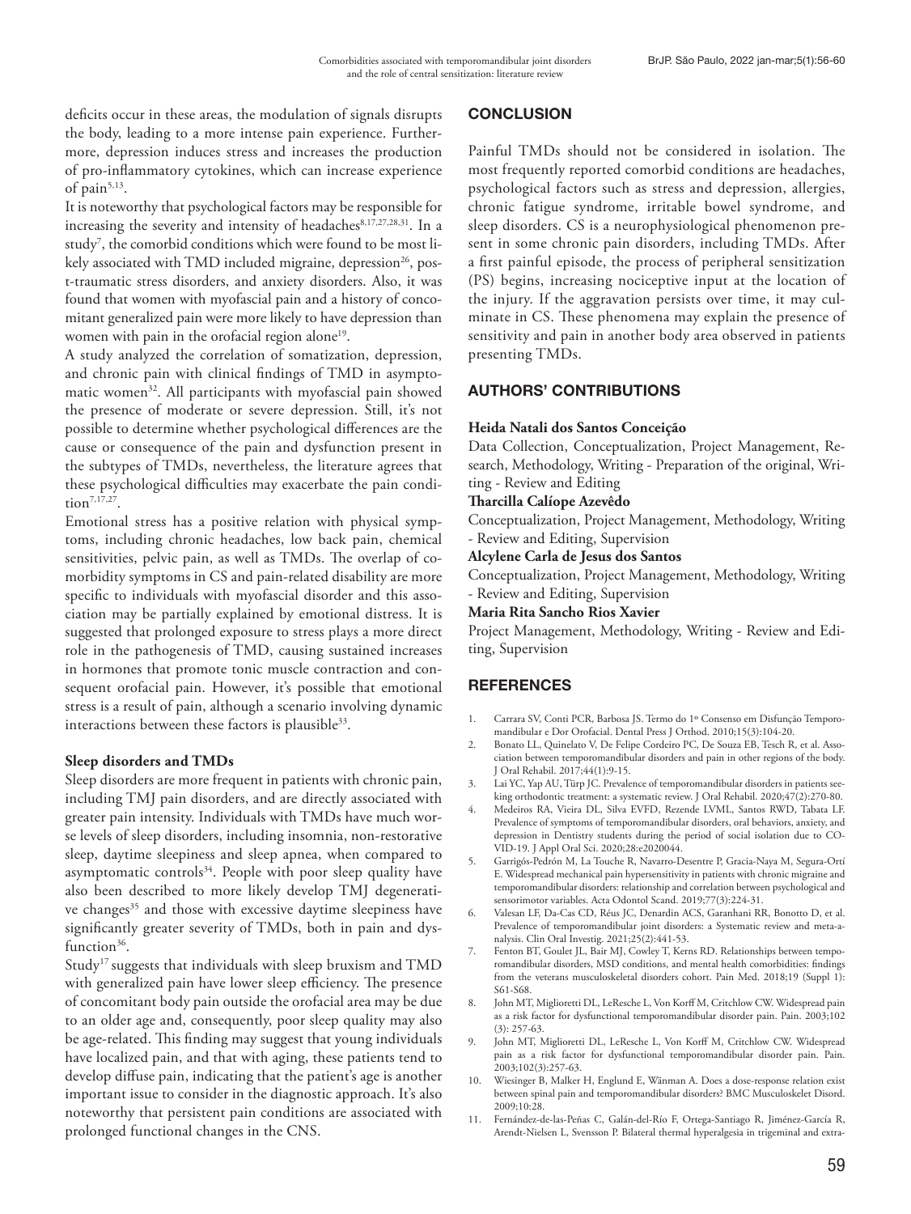deficits occur in these areas, the modulation of signals disrupts the body, leading to a more intense pain experience. Furthermore, depression induces stress and increases the production of pro-inflammatory cytokines, which can increase experience of pain[5,13].

It is noteworthy that psychological factors may be responsible for increasing the severity and intensity of headaches[8,17,27,28,31]. In a study[7], the comorbid conditions which were found to be most likely associated with TMD included migraine, depression[26], post-traumatic stress disorders, and anxiety disorders. Also, it was found that women with myofascial pain and a history of concomitant generalized pain were more likely to have depression than women with pain in the orofacial region alone[19].

A study analyzed the correlation of somatization, depression, and chronic pain with clinical findings of TMD in asymptomatic women[32]. All participants with myofascial pain showed the presence of moderate or severe depression. Still, it's not possible to determine whether psychological differences are the cause or consequence of the pain and dysfunction present in the subtypes of TMDs, nevertheless, the literature agrees that these psychological difficulties may exacerbate the pain condition[7,17,27].

Emotional stress has a positive relation with physical symptoms, including chronic headaches, low back pain, chemical sensitivities, pelvic pain, as well as TMDs. The overlap of comorbidity symptoms in CS and pain-related disability are more specific to individuals with myofascial disorder and this association may be partially explained by emotional distress. It is suggested that prolonged exposure to stress plays a more direct role in the pathogenesis of TMD, causing sustained increases in hormones that promote tonic muscle contraction and consequent orofacial pain. However, it's possible that emotional stress is a result of pain, although a scenario involving dynamic interactions between these factors is plausible[33].

### Sleep disorders and TMDs

Sleep disorders are more frequent in patients with chronic pain, including TMJ pain disorders, and are directly associated with greater pain intensity. Individuals with TMDs have much worse levels of sleep disorders, including insomnia, non-restorative sleep, daytime sleepiness and sleep apnea, when compared to asymptomatic controls[34]. People with poor sleep quality have also been described to more likely develop TMJ degenerative changes[35] and those with excessive daytime sleepiness have significantly greater severity of TMDs, both in pain and dysfunction[36].

Study[17] suggests that individuals with sleep bruxism and TMD with generalized pain have lower sleep efficiency. The presence of concomitant body pain outside the orofacial area may be due to an older age and, consequently, poor sleep quality may also be age-related. This finding may suggest that young individuals have localized pain, and that with aging, these patients tend to develop diffuse pain, indicating that the patient's age is another important issue to consider in the diagnostic approach. It's also noteworthy that persistent pain conditions are associated with prolonged functional changes in the CNS.

## CONCLUSION

Painful TMDs should not be considered in isolation. The most frequently reported comorbid conditions are headaches, psychological factors such as stress and depression, allergies, chronic fatigue syndrome, irritable bowel syndrome, and sleep disorders. CS is a neurophysiological phenomenon present in some chronic pain disorders, including TMDs. After a first painful episode, the process of peripheral sensitization (PS) begins, increasing nociceptive input at the location of the injury. If the aggravation persists over time, it may culminate in CS. These phenomena may explain the presence of sensitivity and pain in another body area observed in patients presenting TMDs.

## AUTHORS' CONTRIBUTIONS

**Heida Natali dos Santos Conceição**
Data Collection, Conceptualization, Project Management, Research, Methodology, Writing - Preparation of the original, Writing - Review and Editing

**Tharcilla Calíope Azevêdo**
Conceptualization, Project Management, Methodology, Writing - Review and Editing, Supervision

**Alcylene Carla de Jesus dos Santos**
Conceptualization, Project Management, Methodology, Writing - Review and Editing, Supervision

**Maria Rita Sancho Rios Xavier**
Project Management, Methodology, Writing - Review and Editing, Supervision

## REFERENCES

1. Carrara SV, Conti PCR, Barbosa JS. Termo do 1º Consenso em Disfunção Temporomandibular e Dor Orofacial. Dental Press J Orthod. 2010;15(3):104-20.
2. Bonato LL, Quinelato V, De Felipe Cordeiro PC, De Souza EB, Tesch R, et al. Association between temporomandibular disorders and pain in other regions of the body. J Oral Rehabil. 2017;44(1):9-15.
3. Lai YC, Yap AU, Türp JC. Prevalence of temporomandibular disorders in patients seeking orthodontic treatment: a systematic review. J Oral Rehabil. 2020;47(2):270-80.
4. Medeiros RA, Vieira DL, Silva EVFD, Rezende LVML, Santos RWD, Tabata LF. Prevalence of symptoms of temporomandibular disorders, oral behaviors, anxiety, and depression in Dentistry students during the period of social isolation due to COVID-19. J Appl Oral Sci. 2020;28:e2020044.
5. Garrigós-Pedrón M, La Touche R, Navarro-Desentre P, Gracia-Naya M, Segura-Ortí E. Widespread mechanical pain hypersensitivity in patients with chronic migraine and temporomandibular disorders: relationship and correlation between psychological and sensorimotor variables. Acta Odontol Scand. 2019;77(3):224-31.
6. Valesan LF, Da-Cas CD, Réus JC, Denardin ACS, Garanhani RR, Bonotto D, et al. Prevalence of temporomandibular joint disorders: a Systematic review and meta-analysis. Clin Oral Investig. 2021;25(2):441-53.
7. Fenton BT, Goulet JL, Bair MJ, Cowley T, Kerns RD. Relationships between temporomandibular disorders, MSD conditions, and mental health comorbidities: findings from the veterans musculoskeletal disorders cohort. Pain Med. 2018;19 (Suppl 1): S61-S68.
8. John MT, Miglioretti DL, LeResche L, Von Korff M, Critchlow CW. Widespread pain as a risk factor for dysfunctional temporomandibular disorder pain. Pain. 2003;102 (3): 257-63.
9. John MT, Miglioretti DL, LeResche L, Von Korff M, Critchlow CW. Widespread pain as a risk factor for dysfunctional temporomandibular disorder pain. Pain. 2003;102(3):257-63.
10. Wiesinger B, Malker H, Englund E, Wänman A. Does a dose-response relation exist between spinal pain and temporomandibular disorders? BMC Musculoskelet Disord. 2009;10:28.
11. Fernández-de-las-Peñas C, Galán-del-Río F, Ortega-Santiago R, Jiménez-García R, Arendt-Nielsen L, Svensson P. Bilateral thermal hyperalgesia in trigeminal and extra-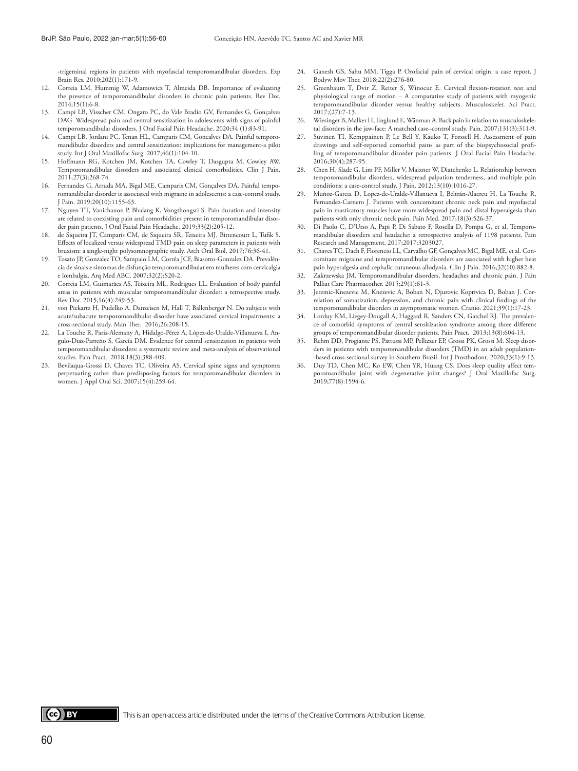-trigeminal regions in patients with myofascial temporomandibular disorders. Exp Brain Res. 2010;202(1):171-9.

12. Correia LM, Hummig W, Adamowicz T, Almeida DB. Importance of evaluating the presence of temporomandibular disorders in chronic pain patients. Rev Dor. 2014;15(1):6-8.
13. Campi LB, Visscher CM, Ongaro PC, do Vale Bradio GV, Fernandes G, Gonçalves DAG. Widespread pain and central sensitization in adolescents with signs of painful temporomandibular disorders. J Oral Facial Pain Headache. 2020;34 (1):83-91.
14. Campi LB, Jordani PC, Tenan HL, Camparis CM, Goncalves DA. Painful temporomandibular disorders and central sensitization: implications for management-a pilot study. Int J Oral Maxillofac Surg. 2017;46(1):104-10.
15. Hoffmann RG, Kotchen JM, Kotchen TA, Cowley T, Dasgupta M, Cowley AW. Temporomandibular disorders and associated clinical comorbidities. Clin J Pain. 2011;27(3):268-74.
16. Fernandes G, Arruda MA, Bigal ME, Camparis CM, Gonçalves DA. Painful temporomandibular disorder is associated with migraine in adolescents: a case-control study. J Pain. 2019;20(10):1155-63.
17. Nguyen TT, Vanichanon P, Bhalang K, Vongthongsri S. Pain duration and intensity are related to coexisting pain and comorbidities present in temporomandibular disorder pain patients. J Oral Facial Pain Headache. 2019;33(2):205-12.
18. de Siqueira JT, Camparis CM, de Siqueira SR, Teixeira MJ, Bittencourt L, Tufik S. Effects of localized versus widespread TMD pain on sleep parameters in patients with bruxism: a single-night polysomnographic study. Arch Oral Biol. 2017;76:36-41.
19. Tosato JP, Gonzalez TO, Sampaio LM, Corrêa JCF, Biasotto-Gonzalez DA. Prevalência de sinais e sintomas de disfunção temporomandibular em mulheres com cervicalgia e lombalgia. Arq Med ABC. 2007;32(2):S20-2.
20. Correia LM, Guimarães AS, Teixeira ML, Rodrigues LL. Evaluation of body painful areas in patients with muscular temporomandibular disorder: a retrospective study. Rev Dor. 2015;16(4):249-53.
21. von Piekartz H, Pudelko A, Danzeisen M, Hall T, Ballenberger N. Do subjects with acute/subacute temporomandibular disorder have associated cervical impairments: a cross-sectional study. Man Ther. 2016;26:208-15.
22. La Touche R, Paris-Alemany A, Hidalgo-Pérez A, López-de-Uralde-Villanueva I, Angulo-Diaz-Parreño S, García DM. Evidence for central sensitization in patients with temporomandibular disorders: a systematic review and meta-analysis of observational studies. Pain Pract. 2018;18(3):388-409.
23. Bevilaqua-Grossi D, Chaves TC, Oliveira AS. Cervical spine signs and symptoms: perpetuating rather than predisposing factors for temporomandibular disorders in women. J Appl Oral Sci. 2007;15(4):259-64.
24. Ganesh GS, Sahu MM, Tigga P. Orofacial pain of cervical origin: a case report. J Bodyw Mov Ther. 2018;22(2):276-80.
25. Greenbaum T, Dvir Z, Reiter S, Winocur E. Cervical flexion-rotation test and physiological range of motion – A comparative study of patients with myogenic temporomandibular disorder versus healthy subjects. Musculoskelet. Sci Pract. 2017;(27):7-13.
26. Wiesinger B, Malker H, Englund E, Wänman A. Back pain in relation to musculoskeletal disorders in the jaw-face: A matched case–control study. Pain. 2007;131(3):311-9.
27. Suvinen TI, Kemppainen P, Le Bell Y, Kauko T, Forssell H. Assessment of pain drawings and self-reported comorbid pains as part of the biopsychosocial profiling of temporomandibular disorder pain patients. J Oral Facial Pain Headache. 2016;30(4):287-95.
28. Chen H, Slade G, Lim PF, Miller V, Maixner W, Diatchenko L. Relationship between temporomandibular disorders, widespread palpation tenderness, and multiple pain conditions: a case-control study. J Pain. 2012;13(10):1016-27.
29. Muñoz-Garcia D, Lopez-de-Uralde-Villanueva I, Beltrán-Alacreu H, La Touche R, Fernandez-Carnero J. Patients with concomitant chronic neck pain and myofascial pain in masticatory muscles have more widespread pain and distal hyperalgesia than patients with only chronic neck pain. Pain Med. 2017;18(3):526-37.
30. Di Paolo C, D'Urso A, Papi P, Di Sabato F, Rosella D, Pompa G, et al. Temporomandibular disorders and headache: a retrospective analysis of 1198 patients. Pain Research and Management. 2017;2017:3203027.
31. Chaves TC, Dach F, Florencio LL, Carvalho GF, Gonçalves MC, Bigal ME, et al. Concomitant migraine and temporomandibular disorders are associated with higher heat pain hyperalgesia and cephalic cutaneous allodynia. Clin J Pain. 2016;32(10):882-8.
32. Zakrzewska JM. Temporomandibular disorders, headaches and chronic pain. J Pain Palliat Care Pharmacother. 2015;29(1):61-3.
33. Jeremic-Knezevic M, Knezevic A, Boban N, Djurovic Koprivica D, Boban J. Correlation of somatization, depression, and chronic pain with clinical findings of the temporomandibular disorders in asymptomatic women. Cranio. 2021;39(1):17-23.
34. Lorduy KM, Liegey-Dougall A, Haggard R, Sanders CN, Gatchel RJ. The prevalence of comorbid symptoms of central sensitization syndrome among three different groups of temporomandibular disorder patients. Pain Pract. 2013;13(8):604-13.
35. Rehm DD, Progiante PS, Pattussi MP, Pellizzer EP, Grossi PK, Grossi M. Sleep disorders in patients with temporomandibular disorders (TMD) in an adult population-based cross-sectional survey in Southern Brazil. Int J Prosthodont. 2020;33(1):9-13.
36. Duy TD, Chen MC, Ko EW, Chen YR, Huang CS. Does sleep quality affect temporomandibular joint with degenerative joint changes? J Oral Maxillofac Surg. 2019;77(8):1594-6.

This is an open-access article distributed under the terms of the Creative Commons Attribution License.